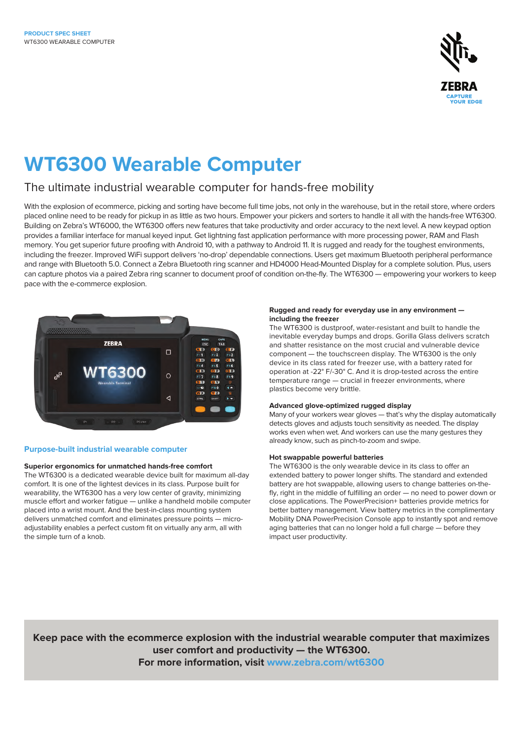PRODUCT SPEC SHEET
WT6300 WEARABLE COMPUTER

# WT6300 Wearable Computer

## The ultimate industrial wearable computer for hands-free mobility

With the explosion of ecommerce, picking and sorting have become full time jobs, not only in the warehouse, but in the retail store, where orders placed online need to be ready for pickup in as little as two hours. Empower your pickers and sorters to handle it all with the hands-free WT6300. Building on Zebra's WT6000, the WT6300 offers new features that take productivity and order accuracy to the next level. A new keypad option provides a familiar interface for manual keyed input. Get lightning fast application performance with more processing power, RAM and Flash memory. You get superior future proofing with Android 10, with a pathway to Android 11. It is rugged and ready for the toughest environments, including the freezer. Improved WiFi support delivers 'no-drop' dependable connections. Users get maximum Bluetooth peripheral performance and range with Bluetooth 5.0. Connect a Zebra Bluetooth ring scanner and HD4000 Head-Mounted Display for a complete solution. Plus, users can capture photos via a paired Zebra ring scanner to document proof of condition on-the-fly. The WT6300 — empowering your workers to keep pace with the e-commerce explosion.

## Purpose-built industrial wearable computer

### Superior ergonomics for unmatched hands-free comfort

The WT6300 is a dedicated wearable device built for maximum all-day comfort. It is one of the lightest devices in its class. Purpose built for wearability, the WT6300 has a very low center of gravity, minimizing muscle effort and worker fatigue — unlike a handheld mobile computer placed into a wrist mount. And the best-in-class mounting system delivers unmatched comfort and eliminates pressure points — micro-adjustability enables a perfect custom fit on virtually any arm, all with the simple turn of a knob.

### Rugged and ready for everyday use in any environment — including the freezer

The WT6300 is dustproof, water-resistant and built to handle the inevitable everyday bumps and drops. Gorilla Glass delivers scratch and shatter resistance on the most crucial and vulnerable device component — the touchscreen display. The WT6300 is the only device in its class rated for freezer use, with a battery rated for operation at -22° F/-30° C. And it is drop-tested across the entire temperature range — crucial in freezer environments, where plastics become very brittle.

### Advanced glove-optimized rugged display

Many of your workers wear gloves — that's why the display automatically detects gloves and adjusts touch sensitivity as needed. The display works even when wet. And workers can use the many gestures they already know, such as pinch-to-zoom and swipe.

### Hot swappable powerful batteries

The WT6300 is the only wearable device in its class to offer an extended battery to power longer shifts. The standard and extended battery are hot swappable, allowing users to change batteries on-the-fly, right in the middle of fulfilling an order — no need to power down or close applications. The PowerPrecision+ batteries provide metrics for better battery management. View battery metrics in the complimentary Mobility DNA PowerPrecision Console app to instantly spot and remove aging batteries that can no longer hold a full charge — before they impact user productivity.

**Keep pace with the ecommerce explosion with the industrial wearable computer that maximizes user comfort and productivity — the WT6300.**
**For more information, visit www.zebra.com/wt6300**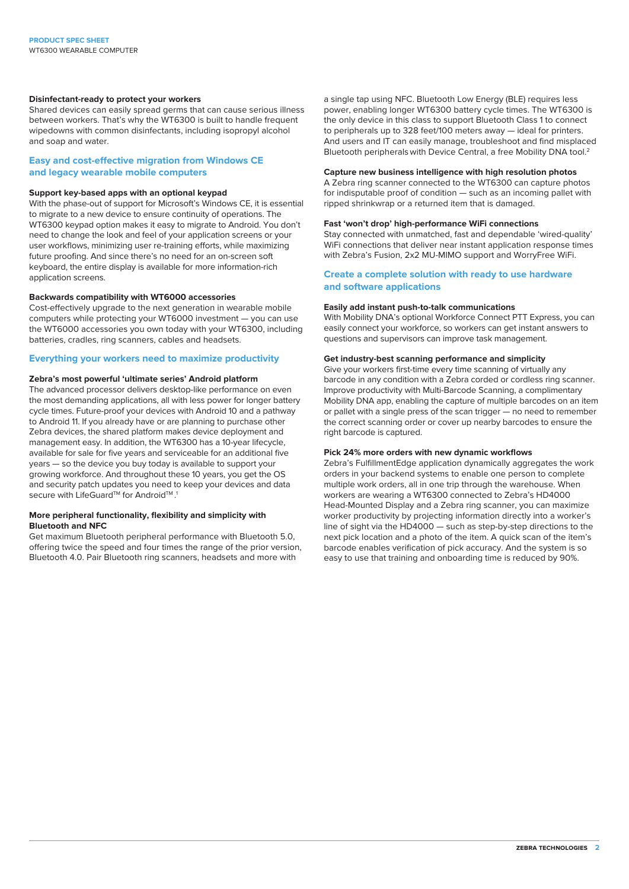### Disinfectant-ready to protect your workers

Shared devices can easily spread germs that can cause serious illness between workers. That's why the WT6300 is built to handle frequent wipedowns with common disinfectants, including isopropyl alcohol and soap and water.

## Easy and cost-effective migration from Windows CE and legacy wearable mobile computers

### Support key-based apps with an optional keypad

With the phase-out of support for Microsoft's Windows CE, it is essential to migrate to a new device to ensure continuity of operations. The WT6300 keypad option makes it easy to migrate to Android. You don't need to change the look and feel of your application screens or your user workflows, minimizing user re-training efforts, while maximizing future proofing. And since there's no need for an on-screen soft keyboard, the entire display is available for more information-rich application screens.

### Backwards compatibility with WT6000 accessories

Cost-effectively upgrade to the next generation in wearable mobile computers while protecting your WT6000 investment — you can use the WT6000 accessories you own today with your WT6300, including batteries, cradles, ring scanners, cables and headsets.

## Everything your workers need to maximize productivity

### Zebra's most powerful 'ultimate series' Android platform

The advanced processor delivers desktop-like performance on even the most demanding applications, all with less power for longer battery cycle times. Future-proof your devices with Android 10 and a pathway to Android 11. If you already have or are planning to purchase other Zebra devices, the shared platform makes device deployment and management easy. In addition, the WT6300 has a 10-year lifecycle, available for sale for five years and serviceable for an additional five years — so the device you buy today is available to support your growing workforce. And throughout these 10 years, you get the OS and security patch updates you need to keep your devices and data secure with LifeGuard™ for Android™.[1]

### More peripheral functionality, flexibility and simplicity with Bluetooth and NFC

Get maximum Bluetooth peripheral performance with Bluetooth 5.0, offering twice the speed and four times the range of the prior version, Bluetooth 4.0. Pair Bluetooth ring scanners, headsets and more with a single tap using NFC. Bluetooth Low Energy (BLE) requires less power, enabling longer WT6300 battery cycle times. The WT6300 is the only device in this class to support Bluetooth Class 1 to connect to peripherals up to 328 feet/100 meters away — ideal for printers. And users and IT can easily manage, troubleshoot and find misplaced Bluetooth peripherals with Device Central, a free Mobility DNA tool.[2]

### Capture new business intelligence with high resolution photos

A Zebra ring scanner connected to the WT6300 can capture photos for indisputable proof of condition — such as an incoming pallet with ripped shrinkwrap or a returned item that is damaged.

### Fast 'won't drop' high-performance WiFi connections

Stay connected with unmatched, fast and dependable 'wired-quality' WiFi connections that deliver near instant application response times with Zebra's Fusion, 2x2 MU-MIMO support and WorryFree WiFi.

## Create a complete solution with ready to use hardware and software applications

### Easily add instant push-to-talk communications

With Mobility DNA's optional Workforce Connect PTT Express, you can easily connect your workforce, so workers can get instant answers to questions and supervisors can improve task management.

### Get industry-best scanning performance and simplicity

Give your workers first-time every time scanning of virtually any barcode in any condition with a Zebra corded or cordless ring scanner. Improve productivity with Multi-Barcode Scanning, a complimentary Mobility DNA app, enabling the capture of multiple barcodes on an item or pallet with a single press of the scan trigger — no need to remember the correct scanning order or cover up nearby barcodes to ensure the right barcode is captured.

### Pick 24% more orders with new dynamic workflows

Zebra's FulfillmentEdge application dynamically aggregates the work orders in your backend systems to enable one person to complete multiple work orders, all in one trip through the warehouse. When workers are wearing a WT6300 connected to Zebra's HD4000 Head-Mounted Display and a Zebra ring scanner, you can maximize worker productivity by projecting information directly into a worker's line of sight via the HD4000 — such as step-by-step directions to the next pick location and a photo of the item. A quick scan of the item's barcode enables verification of pick accuracy. And the system is so easy to use that training and onboarding time is reduced by 90%.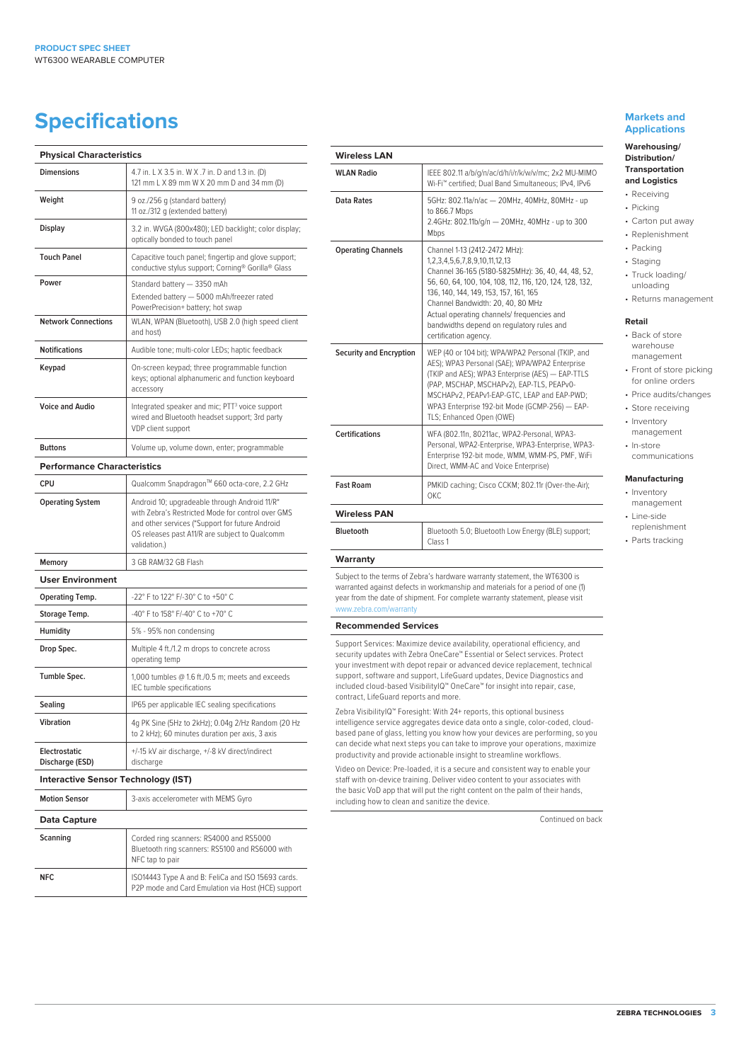PRODUCT SPEC SHEET
WT6300 WEARABLE COMPUTER

# Specifications

| Physical Characteristics | |
|---|---|
| Dimensions | 4.7 in. L X 3.5 in. W X .7 in. D and 1.3 in. (D) 121 mm L X 89 mm W X 20 mm D and 34 mm (D) |
| Weight | 9 oz./256 g (standard battery) 11 oz./312 g (extended battery) |
| Display | 3.2 in. WVGA (800x480); LED backlight; color display; optically bonded to touch panel |
| Touch Panel | Capacitive touch panel; fingertip and glove support; conductive stylus support; Corning® Gorilla® Glass |
| Power | Standard battery — 3350 mAh Extended battery — 5000 mAh/freezer rated PowerPrecision+ battery; hot swap |
| Network Connections | WLAN, WPAN (Bluetooth), USB 2.0 (high speed client and host) |
| Notifications | Audible tone; multi-color LEDs; haptic feedback |
| Keypad | On-screen keypad; three programmable function keys; optional alphanumeric and function keyboard accessory |
| Voice and Audio | Integrated speaker and mic; PTT[3] voice support wired and Bluetooth headset support; 3rd party VDP client support |
| Buttons | Volume up, volume down, enter; programmable |

| Performance Characteristics | |
|---|---|
| CPU | Qualcomm Snapdragon™ 660 octa-core, 2.2 GHz |
| Operating System | Android 10; upgradeable through Android 11/R* with Zebra's Restricted Mode for control over GMS and other services (*Support for future Android OS releases past A11/R are subject to Qualcomm validation.) |
| Memory | 3 GB RAM/32 GB Flash |

| User Environment | |
|---|---|
| Operating Temp. | -22° F to 122° F/-30° C to +50° C |
| Storage Temp. | -40° F to 158° F/-40° C to +70° C |
| Humidity | 5% - 95% non condensing |
| Drop Spec. | Multiple 4 ft./1.2 m drops to concrete across operating temp |
| Tumble Spec. | 1,000 tumbles @ 1.6 ft./0.5 m; meets and exceeds IEC tumble specifications |
| Sealing | IP65 per applicable IEC sealing specifications |
| Vibration | 4g PK Sine (5Hz to 2kHz); 0.04g 2/Hz Random (20 Hz to 2 kHz); 60 minutes duration per axis, 3 axis |
| Electrostatic Discharge (ESD) | +/-15 kV air discharge, +/-8 kV direct/indirect discharge |

| Interactive Sensor Technology (IST) | |
|---|---|
| Motion Sensor | 3-axis accelerometer with MEMS Gyro |

| Data Capture | |
|---|---|
| Scanning | Corded ring scanners: RS4000 and RS5000 Bluetooth ring scanners: RS5100 and RS6000 with NFC tap to pair |
| NFC | ISO14443 Type A and B: FeliCa and ISO 15693 cards. P2P mode and Card Emulation via Host (HCE) support |

| Wireless LAN | |
|---|---|
| WLAN Radio | IEEE 802.11 a/b/g/n/ac/d/h/i/r/k/w/v/mc; 2x2 MU-MIMO Wi-Fi™ certified; Dual Band Simultaneous; IPv4, IPv6 |
| Data Rates | 5GHz: 802.11a/n/ac — 20MHz, 40MHz, 80MHz - up to 866.7 Mbps 2.4GHz: 802.11b/g/n — 20MHz, 40MHz - up to 300 Mbps |
| Operating Channels | Channel 1-13 (2412-2472 MHz): 1,2,3,4,5,6,7,8,9,10,11,12,13 Channel 36-165 (5180-5825MHz): 36, 40, 44, 48, 52, 56, 60, 64, 100, 104, 108, 112, 116, 120, 124, 128, 132, 136, 140, 144, 149, 153, 157, 161, 165 Channel Bandwidth: 20, 40, 80 MHz Actual operating channels/ frequencies and bandwidths depend on regulatory rules and certification agency. |
| Security and Encryption | WEP (40 or 104 bit); WPA/WPA2 Personal (TKIP, and AES); WPA3 Personal (SAE); WPA/WPA2 Enterprise (TKIP and AES); WPA3 Enterprise (AES) — EAP-TTLS (PAP, MSCHAP, MSCHAPv2), EAP-TLS, PEAPv0-MSCHAPv2, PEAPv1-EAP-GTC, LEAP and EAP-PWD; WPA3 Enterprise 192-bit Mode (GCMP-256) — EAP-TLS; Enhanced Open (OWE) |
| Certifications | WFA (802.11n, 80211ac, WPA2-Personal, WPA3-Personal, WPA2-Enterprise, WPA3-Enterprise, WPA3-Enterprise 192-bit mode, WMM, WMM-PS, PMF, WiFi Direct, WMM-AC and Voice Enterprise) |
| Fast Roam | PMKID caching; Cisco CCKM; 802.11r (Over-the-Air); OKC |

| Wireless PAN | |
|---|---|
| Bluetooth | Bluetooth 5.0; Bluetooth Low Energy (BLE) support; Class 1 |

### Warranty

Subject to the terms of Zebra's hardware warranty statement, the WT6300 is warranted against defects in workmanship and materials for a period of one (1) year from the date of shipment. For complete warranty statement, please visit www.zebra.com/warranty

### Recommended Services

Support Services: Maximize device availability, operational efficiency, and security updates with Zebra OneCare™ Essential or Select services. Protect your investment with depot repair or advanced device replacement, technical support, software and support, LifeGuard updates, Device Diagnostics and included cloud-based VisibilityIQ™ OneCare™ for insight into repair, case, contract, LifeGuard reports and more.

Zebra VisibilityIQ™ Foresight: With 24+ reports, this optional business intelligence service aggregates device data onto a single, color-coded, cloud-based pane of glass, letting you know how your devices are performing, so you can decide what next steps you can take to improve your operations, maximize productivity and provide actionable insight to streamline workflows.

Video on Device: Pre-loaded, it is a secure and consistent way to enable your staff with on-device training. Deliver video content to your associates with the basic VoD app that will put the right content on the palm of their hands, including how to clean and sanitize the device.

Continued on back

## Markets and Applications

**Warehousing/ Distribution/ Transportation and Logistics**

- Receiving
- Picking
- Carton put away
- Replenishment
- Packing
- Staging
- Truck loading/ unloading
- Returns management

**Retail**

- Back of store warehouse management
- Front of store picking for online orders
- Price audits/changes
- Store receiving
- Inventory management
- In-store communications

**Manufacturing**

- Inventory management
- Line-side replenishment
- Parts tracking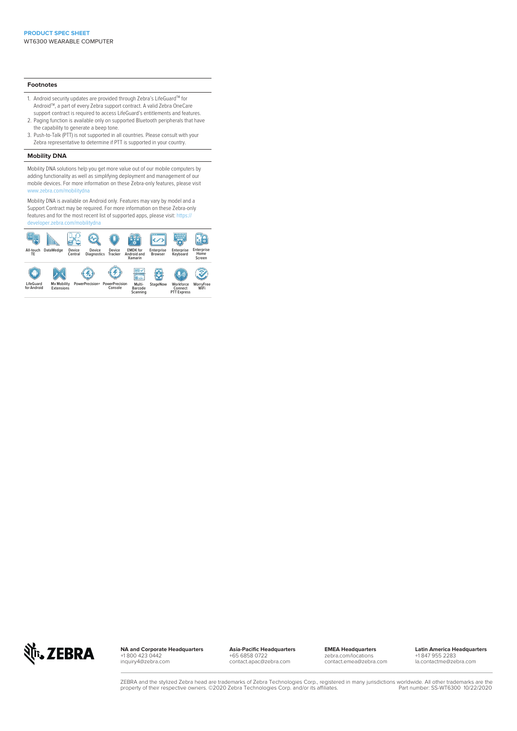## Footnotes

1. Android security updates are provided through Zebra's LifeGuard™ for Android™, a part of every Zebra support contract. A valid Zebra OneCare support contract is required to access LifeGuard's entitlements and features.
2. Paging function is available only on supported Bluetooth peripherals that have the capability to generate a beep tone.
3. Push-to-Talk (PTT) is not supported in all countries. Please consult with your Zebra representative to determine if PTT is supported in your country.

## Mobility DNA

Mobility DNA solutions help you get more value out of our mobile computers by adding functionality as well as simplifying deployment and management of our mobile devices. For more information on these Zebra-only features, please visit www.zebra.com/mobilitydna

Mobility DNA is available on Android only. Features may vary by model and a Support Contract may be required. For more information on these Zebra-only features and for the most recent list of supported apps, please visit: https://developer.zebra.com/mobilitydna

All-touch TE
DataWedge
Device Central
Device Diagnostics
Device Tracker
EMDK for Android and Xamarin
Enterprise Browser
Enterprise Keyboard
Enterprise Home Screen

LifeGuard for Android
Mx Mobility Extensions
PowerPrecision+
PowerPrecision Console
Multi-Barcode Scanning
StageNow
Workforce Connect PTT Express
WorryFree WiFi

**NA and Corporate Headquarters**
+1 800 423 0442
inquiry4@zebra.com

**Asia-Pacific Headquarters**
+65 6858 0722
contact.apac@zebra.com

**EMEA Headquarters**
zebra.com/locations
contact.emea@zebra.com

**Latin America Headquarters**
+1 847 955 2283
la.contactme@zebra.com

ZEBRA and the stylized Zebra head are trademarks of Zebra Technologies Corp., registered in many jurisdictions worldwide. All other trademarks are the property of their respective owners. ©2020 Zebra Technologies Corp. and/or its affiliates. Part number: SS-WT6300 10/22/2020